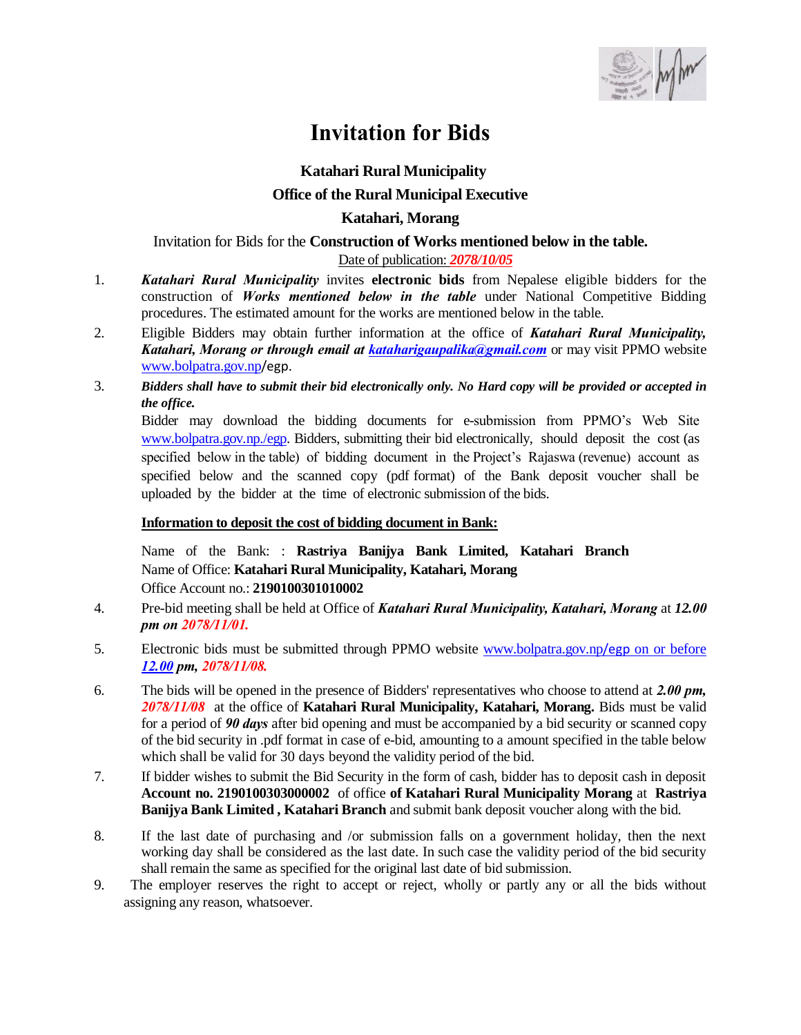# Invitation for Bids

## Katahari Rural Municipality

## Office of the Rural Municipal Executive

## Katahari, Morang

Invitation for Bids for the **Construction of Works mentioned below in the table.**

Date of publication: ***2078/10/05***

1. ***Katahari Rural Municipality*** invites **electronic bids** from Nepalese eligible bidders for the construction of ***Works mentioned below in the table*** under National Competitive Bidding procedures. The estimated amount for the works are mentioned below in the table.

2. Eligible Bidders may obtain further information at the office of ***Katahari Rural Municipality, Katahari, Morang or through email at kataharigaupalika@gmail.com*** or may visit PPMO website www.bolpatra.gov.np/egp.

3. ***Bidders shall have to submit their bid electronically only. No Hard copy will be provided or accepted in the office.***

   Bidder may download the bidding documents for e-submission from PPMO's Web Site www.bolpatra.gov.np./egp. Bidders, submitting their bid electronically, should deposit the cost (as specified below in the table) of bidding document in the Project's Rajaswa (revenue) account as specified below and the scanned copy (pdf format) of the Bank deposit voucher shall be uploaded by the bidder at the time of electronic submission of the bids.

   **Information to deposit the cost of bidding document in Bank:**

   Name of the Bank: : **Rastriya Banijya Bank Limited, Katahari Branch**
   Name of Office: **Katahari Rural Municipality, Katahari, Morang**
   Office Account no.: **2190100301010002**

4. Pre-bid meeting shall be held at Office of ***Katahari Rural Municipality, Katahari, Morang*** at ***12.00 pm on 2078/11/01.***

5. Electronic bids must be submitted through PPMO website www.bolpatra.gov.np/egp on or before ***12.00 pm, 2078/11/08.***

6. The bids will be opened in the presence of Bidders' representatives who choose to attend at ***2.00 pm, 2078/11/08*** at the office of **Katahari Rural Municipality, Katahari, Morang.** Bids must be valid for a period of ***90 days*** after bid opening and must be accompanied by a bid security or scanned copy of the bid security in .pdf format in case of e-bid, amounting to a amount specified in the table below which shall be valid for 30 days beyond the validity period of the bid.

7. If bidder wishes to submit the Bid Security in the form of cash, bidder has to deposit cash in deposit **Account no. 2190100303000002** of office **of Katahari Rural Municipality Morang** at **Rastriya Banijya Bank Limited , Katahari Branch** and submit bank deposit voucher along with the bid.

8. If the last date of purchasing and /or submission falls on a government holiday, then the next working day shall be considered as the last date. In such case the validity period of the bid security shall remain the same as specified for the original last date of bid submission.

9. The employer reserves the right to accept or reject, wholly or partly any or all the bids without assigning any reason, whatsoever.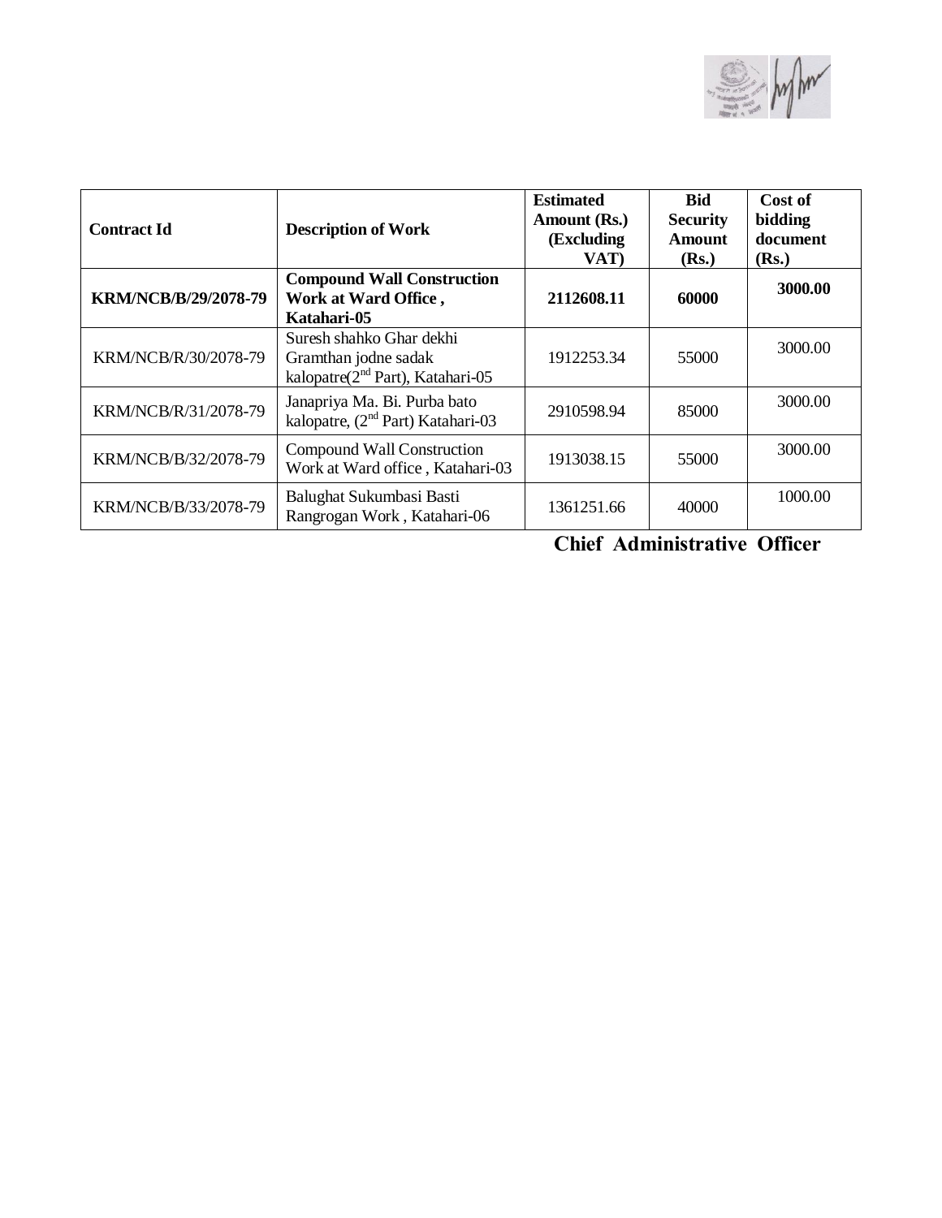| Contract Id | Description of Work | Estimated Amount (Rs.) (Excluding VAT) | Bid Security Amount (Rs.) | Cost of bidding document (Rs.) |
|---|---|---|---|---|
| **KRM/NCB/B/29/2078-79** | **Compound Wall Construction Work at Ward Office , Katahari-05** | **2112608.11** | **60000** | **3000.00** |
| KRM/NCB/R/30/2078-79 | Suresh shahko Ghar dekhi Gramthan jodne sadak kalopatre(2nd Part), Katahari-05 | 1912253.34 | 55000 | 3000.00 |
| KRM/NCB/R/31/2078-79 | Janapriya Ma. Bi. Purba bato kalopatre, (2nd Part) Katahari-03 | 2910598.94 | 85000 | 3000.00 |
| KRM/NCB/B/32/2078-79 | Compound Wall Construction Work at Ward office , Katahari-03 | 1913038.15 | 55000 | 3000.00 |
| KRM/NCB/B/33/2078-79 | Balughat Sukumbasi Basti Rangrogan Work , Katahari-06 | 1361251.66 | 40000 | 1000.00 |

**Chief Administrative Officer**